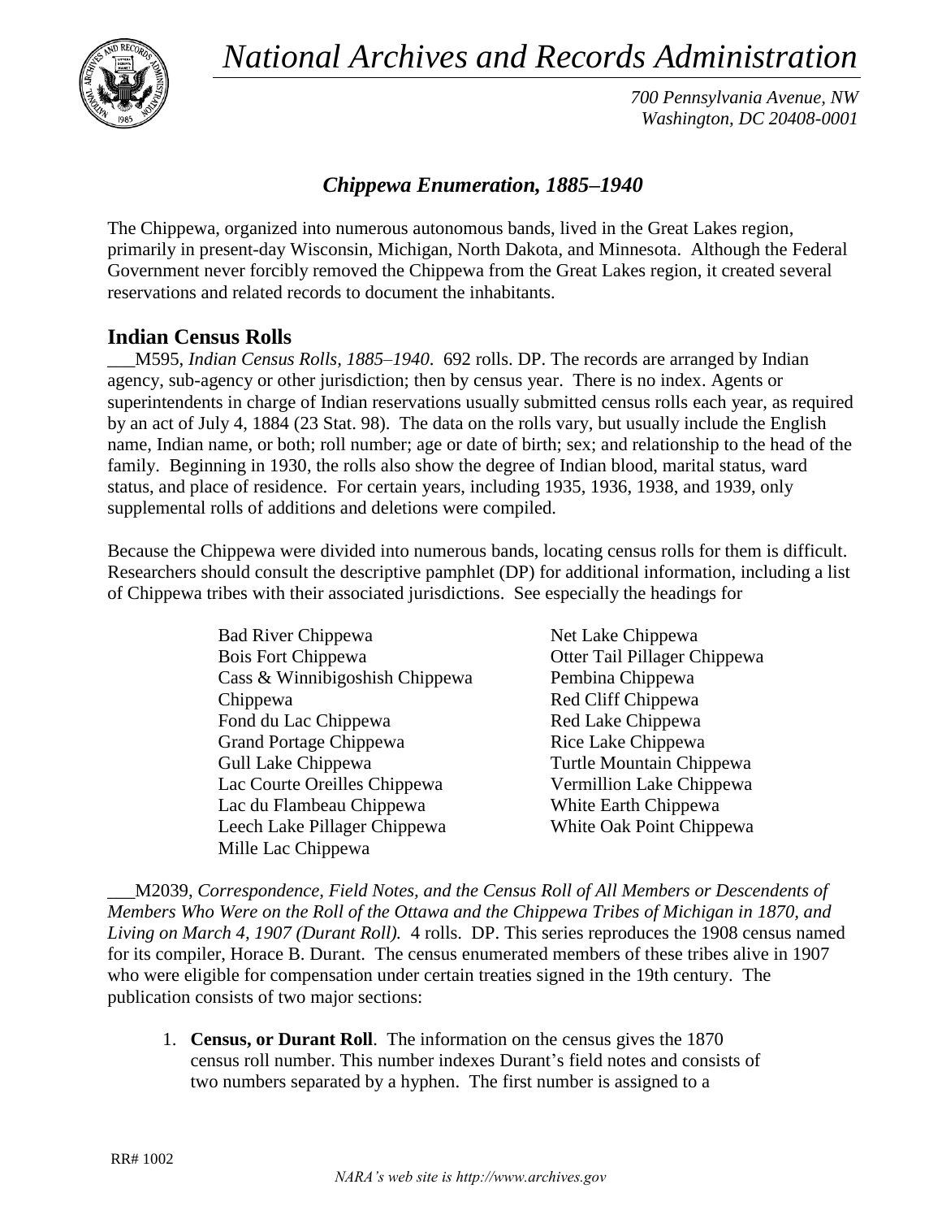# National Archives and Records Administration

*700 Pennsylvania Avenue, NW*
*Washington, DC 20408-0001*

## *Chippewa Enumeration, 1885–1940*

The Chippewa, organized into numerous autonomous bands, lived in the Great Lakes region, primarily in present-day Wisconsin, Michigan, North Dakota, and Minnesota. Although the Federal Government never forcibly removed the Chippewa from the Great Lakes region, it created several reservations and related records to document the inhabitants.

### Indian Census Rolls

___M595, *Indian Census Rolls, 1885–1940*. 692 rolls. DP. The records are arranged by Indian agency, sub-agency or other jurisdiction; then by census year. There is no index. Agents or superintendents in charge of Indian reservations usually submitted census rolls each year, as required by an act of July 4, 1884 (23 Stat. 98). The data on the rolls vary, but usually include the English name, Indian name, or both; roll number; age or date of birth; sex; and relationship to the head of the family. Beginning in 1930, the rolls also show the degree of Indian blood, marital status, ward status, and place of residence. For certain years, including 1935, 1936, 1938, and 1939, only supplemental rolls of additions and deletions were compiled.

Because the Chippewa were divided into numerous bands, locating census rolls for them is difficult. Researchers should consult the descriptive pamphlet (DP) for additional information, including a list of Chippewa tribes with their associated jurisdictions. See especially the headings for

- Bad River Chippewa
- Bois Fort Chippewa
- Cass & Winnibigoshish Chippewa
- Chippewa
- Fond du Lac Chippewa
- Grand Portage Chippewa
- Gull Lake Chippewa
- Lac Courte Oreilles Chippewa
- Lac du Flambeau Chippewa
- Leech Lake Pillager Chippewa
- Mille Lac Chippewa
- Net Lake Chippewa
- Otter Tail Pillager Chippewa
- Pembina Chippewa
- Red Cliff Chippewa
- Red Lake Chippewa
- Rice Lake Chippewa
- Turtle Mountain Chippewa
- Vermillion Lake Chippewa
- White Earth Chippewa
- White Oak Point Chippewa

___M2039, *Correspondence, Field Notes, and the Census Roll of All Members or Descendents of Members Who Were on the Roll of the Ottawa and the Chippewa Tribes of Michigan in 1870, and Living on March 4, 1907 (Durant Roll).* 4 rolls. DP. This series reproduces the 1908 census named for its compiler, Horace B. Durant. The census enumerated members of these tribes alive in 1907 who were eligible for compensation under certain treaties signed in the 19th century. The publication consists of two major sections:

1. **Census, or Durant Roll**. The information on the census gives the 1870 census roll number. This number indexes Durant's field notes and consists of two numbers separated by a hyphen. The first number is assigned to a

RR# 1002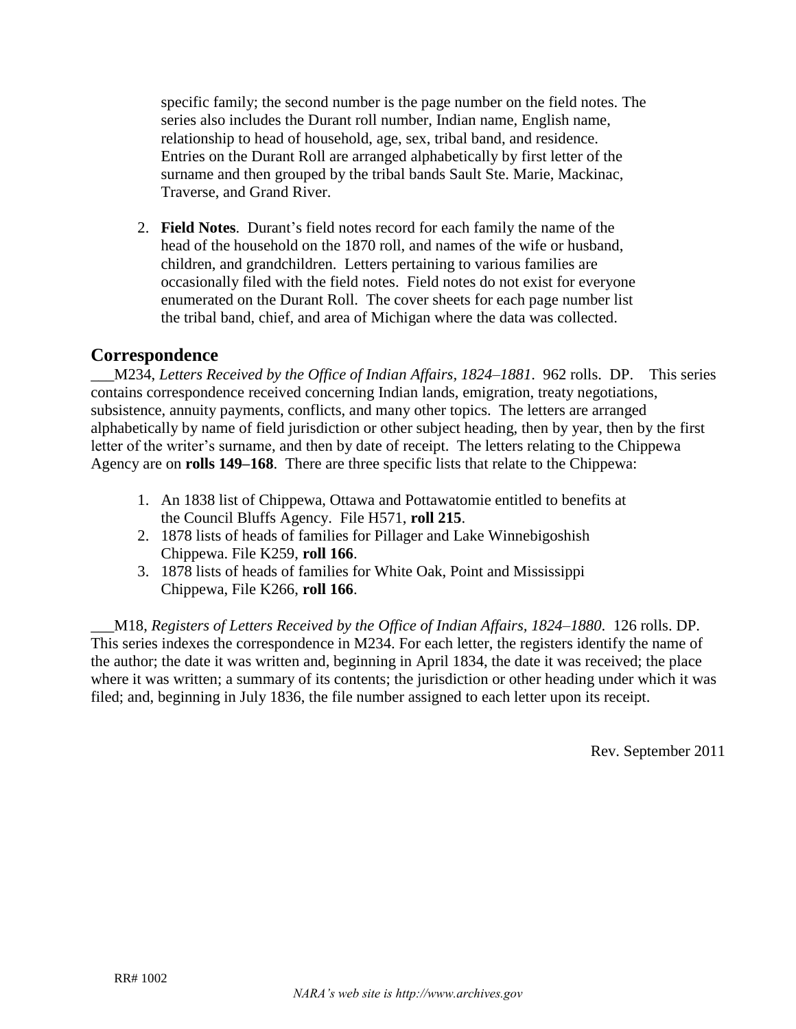specific family; the second number is the page number on the field notes. The series also includes the Durant roll number, Indian name, English name, relationship to head of household, age, sex, tribal band, and residence. Entries on the Durant Roll are arranged alphabetically by first letter of the surname and then grouped by the tribal bands Sault Ste. Marie, Mackinac, Traverse, and Grand River.

2. **Field Notes**. Durant's field notes record for each family the name of the head of the household on the 1870 roll, and names of the wife or husband, children, and grandchildren. Letters pertaining to various families are occasionally filed with the field notes. Field notes do not exist for everyone enumerated on the Durant Roll. The cover sheets for each page number list the tribal band, chief, and area of Michigan where the data was collected.

## Correspondence

___M234, *Letters Received by the Office of Indian Affairs, 1824–1881*. 962 rolls. DP. This series contains correspondence received concerning Indian lands, emigration, treaty negotiations, subsistence, annuity payments, conflicts, and many other topics. The letters are arranged alphabetically by name of field jurisdiction or other subject heading, then by year, then by the first letter of the writer's surname, and then by date of receipt. The letters relating to the Chippewa Agency are on **rolls 149–168**. There are three specific lists that relate to the Chippewa:

1. An 1838 list of Chippewa, Ottawa and Pottawatomie entitled to benefits at the Council Bluffs Agency. File H571, **roll 215**.
2. 1878 lists of heads of families for Pillager and Lake Winnebigoshish Chippewa. File K259, **roll 166**.
3. 1878 lists of heads of families for White Oak, Point and Mississippi Chippewa, File K266, **roll 166**.

___M18, *Registers of Letters Received by the Office of Indian Affairs, 1824–1880*. 126 rolls. DP. This series indexes the correspondence in M234. For each letter, the registers identify the name of the author; the date it was written and, beginning in April 1834, the date it was received; the place where it was written; a summary of its contents; the jurisdiction or other heading under which it was filed; and, beginning in July 1836, the file number assigned to each letter upon its receipt.

Rev. September 2011